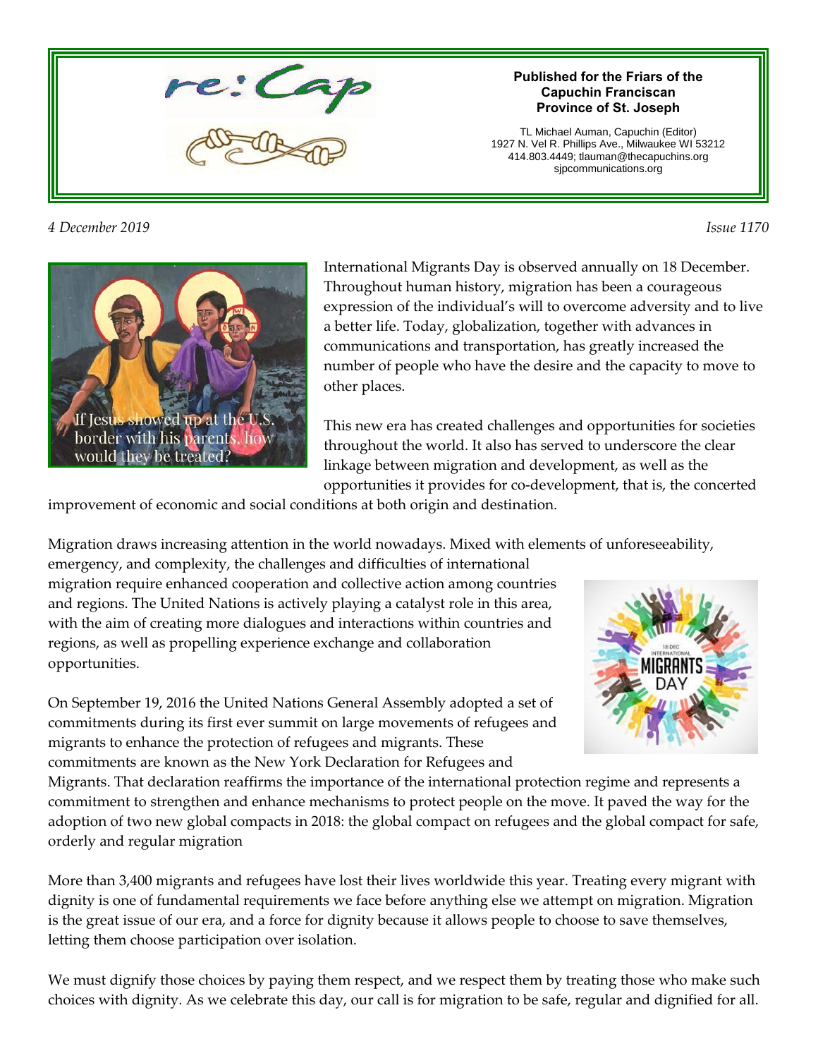# re:Cap

**Published for the Friars of the Capuchin Franciscan Province of St. Joseph**

TL Michael Auman, Capuchin (Editor)
1927 N. Vel R. Phillips Ave., Milwaukee WI 53212
414.803.4449; tlauman@thecapuchins.org
sjpcommunications.org

*4 December 2019* *Issue 1170*

If Jesus showed up at the U.S. border with his parents, how would they be treated?

International Migrants Day is observed annually on 18 December. Throughout human history, migration has been a courageous expression of the individual's will to overcome adversity and to live a better life. Today, globalization, together with advances in communications and transportation, has greatly increased the number of people who have the desire and the capacity to move to other places.

This new era has created challenges and opportunities for societies throughout the world. It also has served to underscore the clear linkage between migration and development, as well as the opportunities it provides for co-development, that is, the concerted improvement of economic and social conditions at both origin and destination.

Migration draws increasing attention in the world nowadays. Mixed with elements of unforeseeability, emergency, and complexity, the challenges and difficulties of international migration require enhanced cooperation and collective action among countries and regions. The United Nations is actively playing a catalyst role in this area, with the aim of creating more dialogues and interactions within countries and regions, as well as propelling experience exchange and collaboration opportunities.

On September 19, 2016 the United Nations General Assembly adopted a set of commitments during its first ever summit on large movements of refugees and migrants to enhance the protection of refugees and migrants. These commitments are known as the New York Declaration for Refugees and Migrants. That declaration reaffirms the importance of the international protection regime and represents a commitment to strengthen and enhance mechanisms to protect people on the move. It paved the way for the adoption of two new global compacts in 2018: the global compact on refugees and the global compact for safe, orderly and regular migration

More than 3,400 migrants and refugees have lost their lives worldwide this year. Treating every migrant with dignity is one of fundamental requirements we face before anything else we attempt on migration. Migration is the great issue of our era, and a force for dignity because it allows people to choose to save themselves, letting them choose participation over isolation.

We must dignify those choices by paying them respect, and we respect them by treating those who make such choices with dignity. As we celebrate this day, our call is for migration to be safe, regular and dignified for all.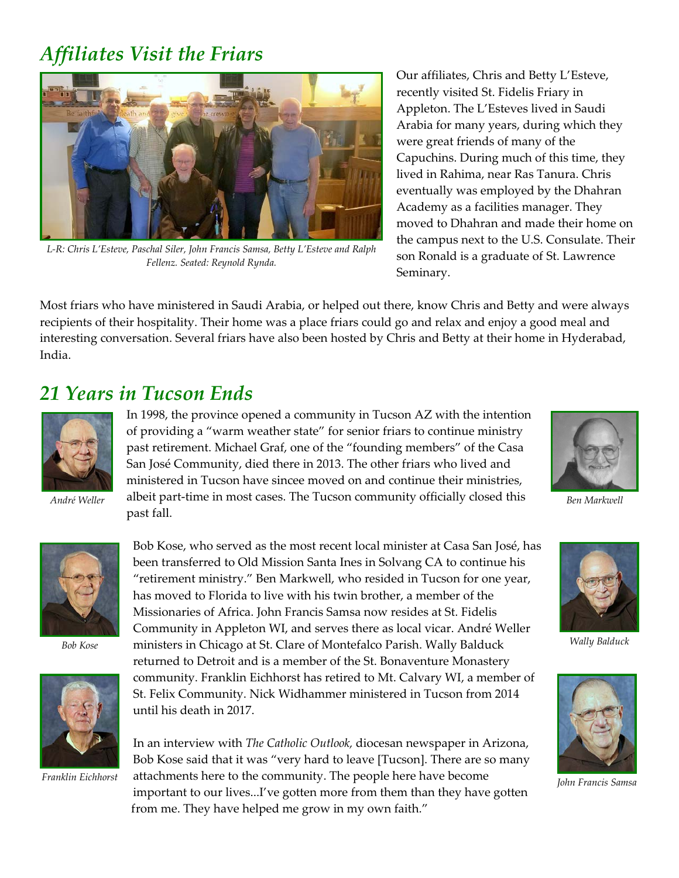## *Affiliates Visit the Friars*

*L-R: Chris L'Esteve, Paschal Siler, John Francis Samsa, Betty L'Esteve and Ralph Fellenz. Seated: Reynold Rynda.*

Our affiliates, Chris and Betty L'Esteve, recently visited St. Fidelis Friary in Appleton. The L'Esteves lived in Saudi Arabia for many years, during which they were great friends of many of the Capuchins. During much of this time, they lived in Rahima, near Ras Tanura. Chris eventually was employed by the Dhahran Academy as a facilities manager. They moved to Dhahran and made their home on the campus next to the U.S. Consulate. Their son Ronald is a graduate of St. Lawrence Seminary.

Most friars who have ministered in Saudi Arabia, or helped out there, know Chris and Betty and were always recipients of their hospitality. Their home was a place friars could go and relax and enjoy a good meal and interesting conversation. Several friars have also been hosted by Chris and Betty at their home in Hyderabad, India.

## *21 Years in Tucson Ends*

*André Weller*

*Ben Markwell*

In 1998, the province opened a community in Tucson AZ with the intention of providing a "warm weather state" for senior friars to continue ministry past retirement. Michael Graf, one of the "founding members" of the Casa San José Community, died there in 2013. The other friars who lived and ministered in Tucson have sincee moved on and continue their ministries, albeit part-time in most cases. The Tucson community officially closed this past fall.

*Bob Kose*

*Wally Balduck*

*Franklin Eichhorst*

*John Francis Samsa*

Bob Kose, who served as the most recent local minister at Casa San José, has been transferred to Old Mission Santa Ines in Solvang CA to continue his "retirement ministry." Ben Markwell, who resided in Tucson for one year, has moved to Florida to live with his twin brother, a member of the Missionaries of Africa. John Francis Samsa now resides at St. Fidelis Community in Appleton WI, and serves there as local vicar. André Weller ministers in Chicago at St. Clare of Montefalco Parish. Wally Balduck returned to Detroit and is a member of the St. Bonaventure Monastery community. Franklin Eichhorst has retired to Mt. Calvary WI, a member of St. Felix Community. Nick Widhammer ministered in Tucson from 2014 until his death in 2017.

In an interview with *The Catholic Outlook,* diocesan newspaper in Arizona, Bob Kose said that it was "very hard to leave [Tucson]. There are so many attachments here to the community. The people here have become important to our lives...I've gotten more from them than they have gotten from me. They have helped me grow in my own faith."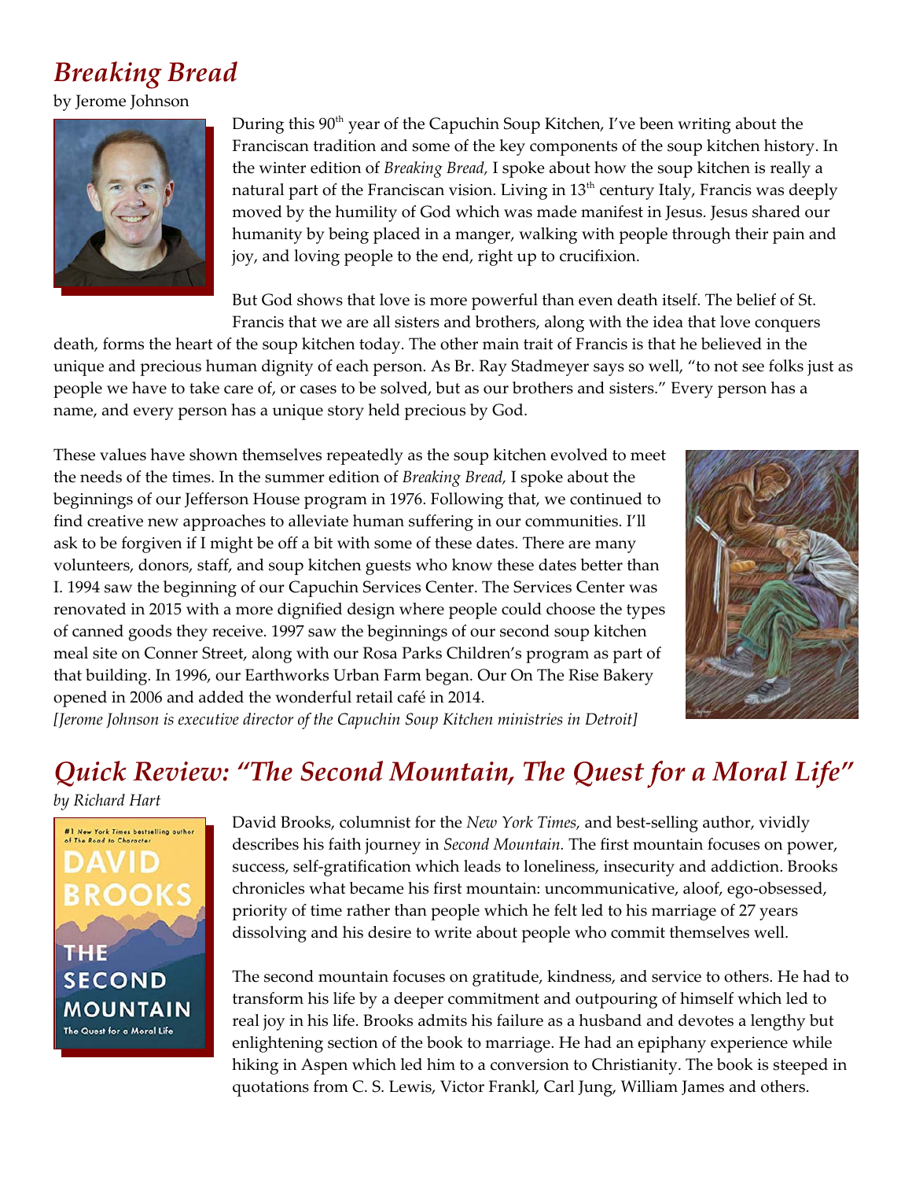## *Breaking Bread*

by Jerome Johnson

During this 90th year of the Capuchin Soup Kitchen, I've been writing about the Franciscan tradition and some of the key components of the soup kitchen history. In the winter edition of *Breaking Bread,* I spoke about how the soup kitchen is really a natural part of the Franciscan vision. Living in 13th century Italy, Francis was deeply moved by the humility of God which was made manifest in Jesus. Jesus shared our humanity by being placed in a manger, walking with people through their pain and joy, and loving people to the end, right up to crucifixion.

But God shows that love is more powerful than even death itself. The belief of St. Francis that we are all sisters and brothers, along with the idea that love conquers death, forms the heart of the soup kitchen today. The other main trait of Francis is that he believed in the unique and precious human dignity of each person. As Br. Ray Stadmeyer says so well, "to not see folks just as people we have to take care of, or cases to be solved, but as our brothers and sisters." Every person has a name, and every person has a unique story held precious by God.

These values have shown themselves repeatedly as the soup kitchen evolved to meet the needs of the times. In the summer edition of *Breaking Bread,* I spoke about the beginnings of our Jefferson House program in 1976. Following that, we continued to find creative new approaches to alleviate human suffering in our communities. I'll ask to be forgiven if I might be off a bit with some of these dates. There are many volunteers, donors, staff, and soup kitchen guests who know these dates better than I. 1994 saw the beginning of our Capuchin Services Center. The Services Center was renovated in 2015 with a more dignified design where people could choose the types of canned goods they receive. 1997 saw the beginnings of our second soup kitchen meal site on Conner Street, along with our Rosa Parks Children's program as part of that building. In 1996, our Earthworks Urban Farm began. Our On The Rise Bakery opened in 2006 and added the wonderful retail café in 2014.

*[Jerome Johnson is executive director of the Capuchin Soup Kitchen ministries in Detroit]*

## *Quick Review: "The Second Mountain, The Quest for a Moral Life"*

*by Richard Hart*

David Brooks, columnist for the *New York Times*, and best-selling author, vividly describes his faith journey in *Second Mountain.* The first mountain focuses on power, success, self-gratification which leads to loneliness, insecurity and addiction. Brooks chronicles what became his first mountain: uncommunicative, aloof, ego-obsessed, priority of time rather than people which he felt led to his marriage of 27 years dissolving and his desire to write about people who commit themselves well.

The second mountain focuses on gratitude, kindness, and service to others. He had to transform his life by a deeper commitment and outpouring of himself which led to real joy in his life. Brooks admits his failure as a husband and devotes a lengthy but enlightening section of the book to marriage. He had an epiphany experience while hiking in Aspen which led him to a conversion to Christianity. The book is steeped in quotations from C. S. Lewis, Victor Frankl, Carl Jung, William James and others.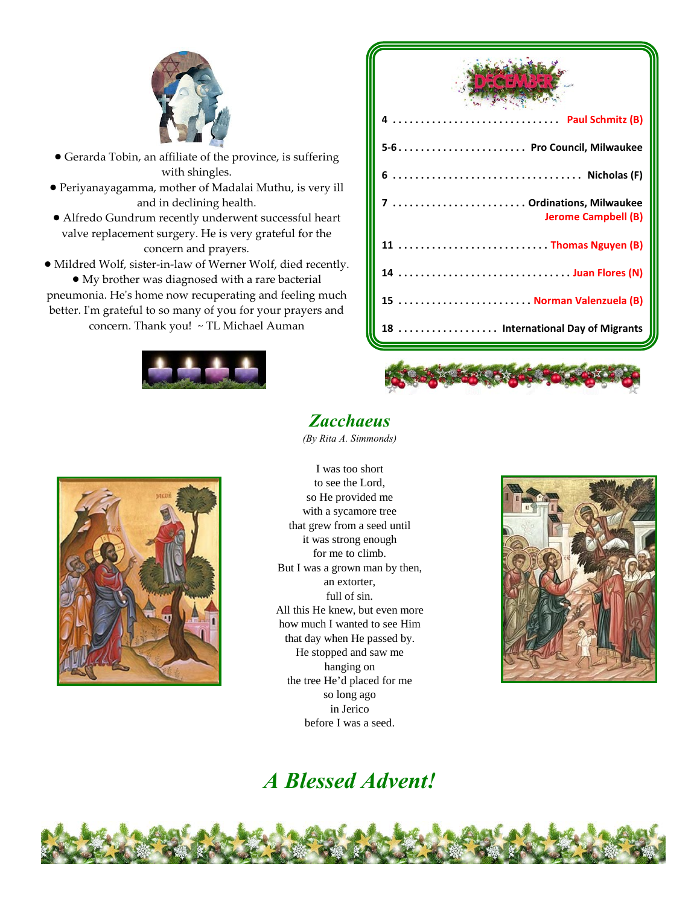- Gerarda Tobin, an affiliate of the province, is suffering with shingles.
- Periyanayagamma, mother of Madalai Muthu, is very ill and in declining health.
- Alfredo Gundrum recently underwent successful heart valve replacement surgery. He is very grateful for the concern and prayers.
- Mildred Wolf, sister-in-law of Werner Wolf, died recently.
- My brother was diagnosed with a rare bacterial pneumonia. He's home now recuperating and feeling much better. I'm grateful to so many of you for your prayers and concern. Thank you! ~ TL Michael Auman

## DECEMBER

| | |
|---|---|
| 4 | Paul Schmitz (B) |
| 5-6 | Pro Council, Milwaukee |
| 6 | Nicholas (F) |
| 7 | Ordinations, Milwaukee<br>Jerome Campbell (B) |
| 11 | Thomas Nguyen (B) |
| 14 | Juan Flores (N) |
| 15 | Norman Valenzuela (B) |
| 18 | International Day of Migrants |

## *Zacchaeus*

*(By Rita A. Simmonds)*

I was too short
to see the Lord,
so He provided me
with a sycamore tree
that grew from a seed until
it was strong enough
for me to climb.
But I was a grown man by then,
an extorter,
full of sin.
All this He knew, but even more
how much I wanted to see Him
that day when He passed by.
He stopped and saw me
hanging on
the tree He'd placed for me
so long ago
in Jerico
before I was a seed.

# *A Blessed Advent!*